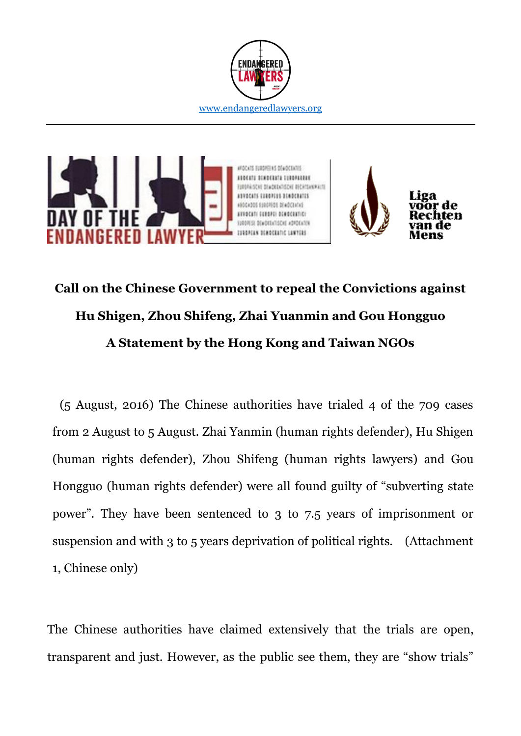www.endangeredlawyers.org

# Call on the Chinese Government to repeal the Convictions against Hu Shigen, Zhou Shifeng, Zhai Yuanmin and Gou Hongguo

## A Statement by the Hong Kong and Taiwan NGOs

(5 August, 2016) The Chinese authorities have trialed 4 of the 709 cases from 2 August to 5 August. Zhai Yanmin (human rights defender), Hu Shigen (human rights defender), Zhou Shifeng (human rights lawyers) and Gou Hongguo (human rights defender) were all found guilty of "subverting state power". They have been sentenced to 3 to 7.5 years of imprisonment or suspension and with 3 to 5 years deprivation of political rights. (Attachment 1, Chinese only)

The Chinese authorities have claimed extensively that the trials are open, transparent and just. However, as the public see them, they are "show trials"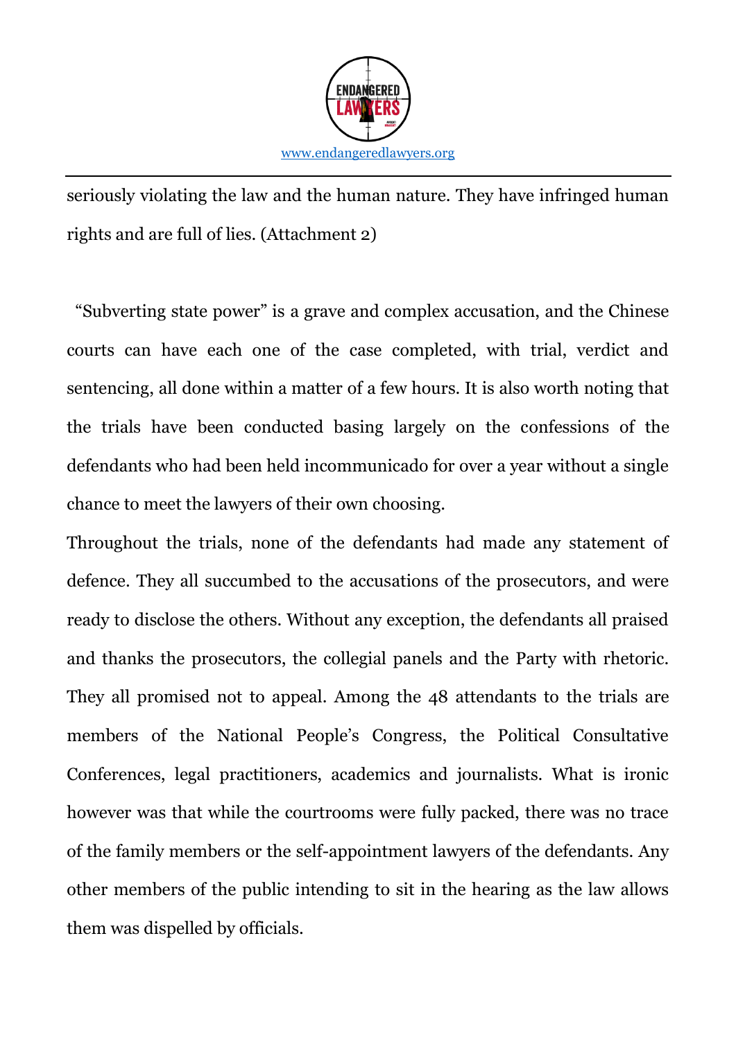seriously violating the law and the human nature. They have infringed human rights and are full of lies. (Attachment 2)

"Subverting state power" is a grave and complex accusation, and the Chinese courts can have each one of the case completed, with trial, verdict and sentencing, all done within a matter of a few hours. It is also worth noting that the trials have been conducted basing largely on the confessions of the defendants who had been held incommunicado for over a year without a single chance to meet the lawyers of their own choosing.

Throughout the trials, none of the defendants had made any statement of defence. They all succumbed to the accusations of the prosecutors, and were ready to disclose the others. Without any exception, the defendants all praised and thanks the prosecutors, the collegial panels and the Party with rhetoric. They all promised not to appeal. Among the 48 attendants to the trials are members of the National People's Congress, the Political Consultative Conferences, legal practitioners, academics and journalists. What is ironic however was that while the courtrooms were fully packed, there was no trace of the family members or the self-appointment lawyers of the defendants. Any other members of the public intending to sit in the hearing as the law allows them was dispelled by officials.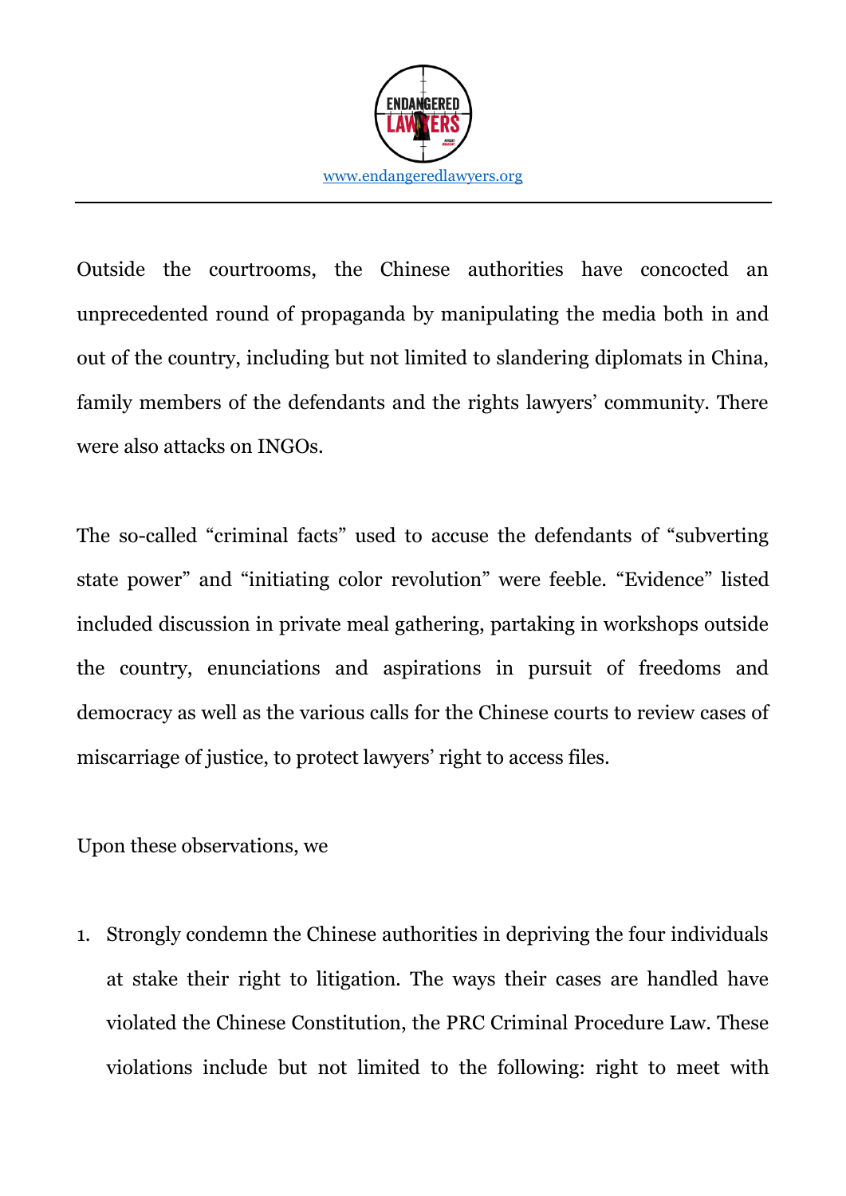Outside the courtrooms, the Chinese authorities have concocted an unprecedented round of propaganda by manipulating the media both in and out of the country, including but not limited to slandering diplomats in China, family members of the defendants and the rights lawyers' community. There were also attacks on INGOs.

The so-called "criminal facts" used to accuse the defendants of "subverting state power" and "initiating color revolution" were feeble. "Evidence" listed included discussion in private meal gathering, partaking in workshops outside the country, enunciations and aspirations in pursuit of freedoms and democracy as well as the various calls for the Chinese courts to review cases of miscarriage of justice, to protect lawyers' right to access files.

Upon these observations, we

1. Strongly condemn the Chinese authorities in depriving the four individuals at stake their right to litigation. The ways their cases are handled have violated the Chinese Constitution, the PRC Criminal Procedure Law. These violations include but not limited to the following: right to meet with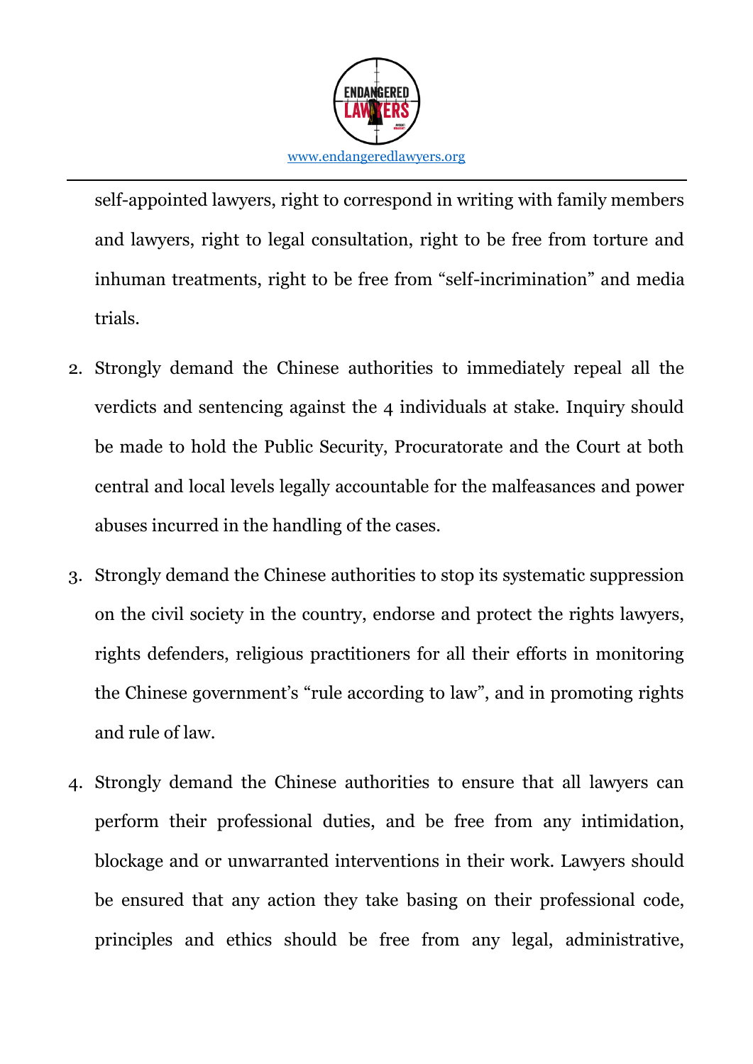self-appointed lawyers, right to correspond in writing with family members and lawyers, right to legal consultation, right to be free from torture and inhuman treatments, right to be free from "self-incrimination" and media trials.

2. Strongly demand the Chinese authorities to immediately repeal all the verdicts and sentencing against the 4 individuals at stake. Inquiry should be made to hold the Public Security, Procuratorate and the Court at both central and local levels legally accountable for the malfeasances and power abuses incurred in the handling of the cases.

3. Strongly demand the Chinese authorities to stop its systematic suppression on the civil society in the country, endorse and protect the rights lawyers, rights defenders, religious practitioners for all their efforts in monitoring the Chinese government's "rule according to law", and in promoting rights and rule of law.

4. Strongly demand the Chinese authorities to ensure that all lawyers can perform their professional duties, and be free from any intimidation, blockage and or unwarranted interventions in their work. Lawyers should be ensured that any action they take basing on their professional code, principles and ethics should be free from any legal, administrative,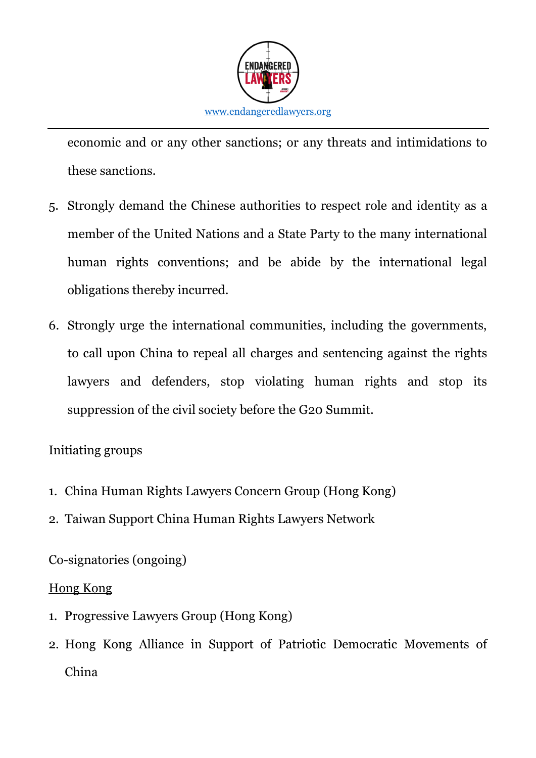economic and or any other sanctions; or any threats and intimidations to these sanctions.

5. Strongly demand the Chinese authorities to respect role and identity as a member of the United Nations and a State Party to the many international human rights conventions; and be abide by the international legal obligations thereby incurred.

6. Strongly urge the international communities, including the governments, to call upon China to repeal all charges and sentencing against the rights lawyers and defenders, stop violating human rights and stop its suppression of the civil society before the G20 Summit.

Initiating groups

1. China Human Rights Lawyers Concern Group (Hong Kong)
2. Taiwan Support China Human Rights Lawyers Network

Co-signatories (ongoing)

Hong Kong

1. Progressive Lawyers Group (Hong Kong)
2. Hong Kong Alliance in Support of Patriotic Democratic Movements of China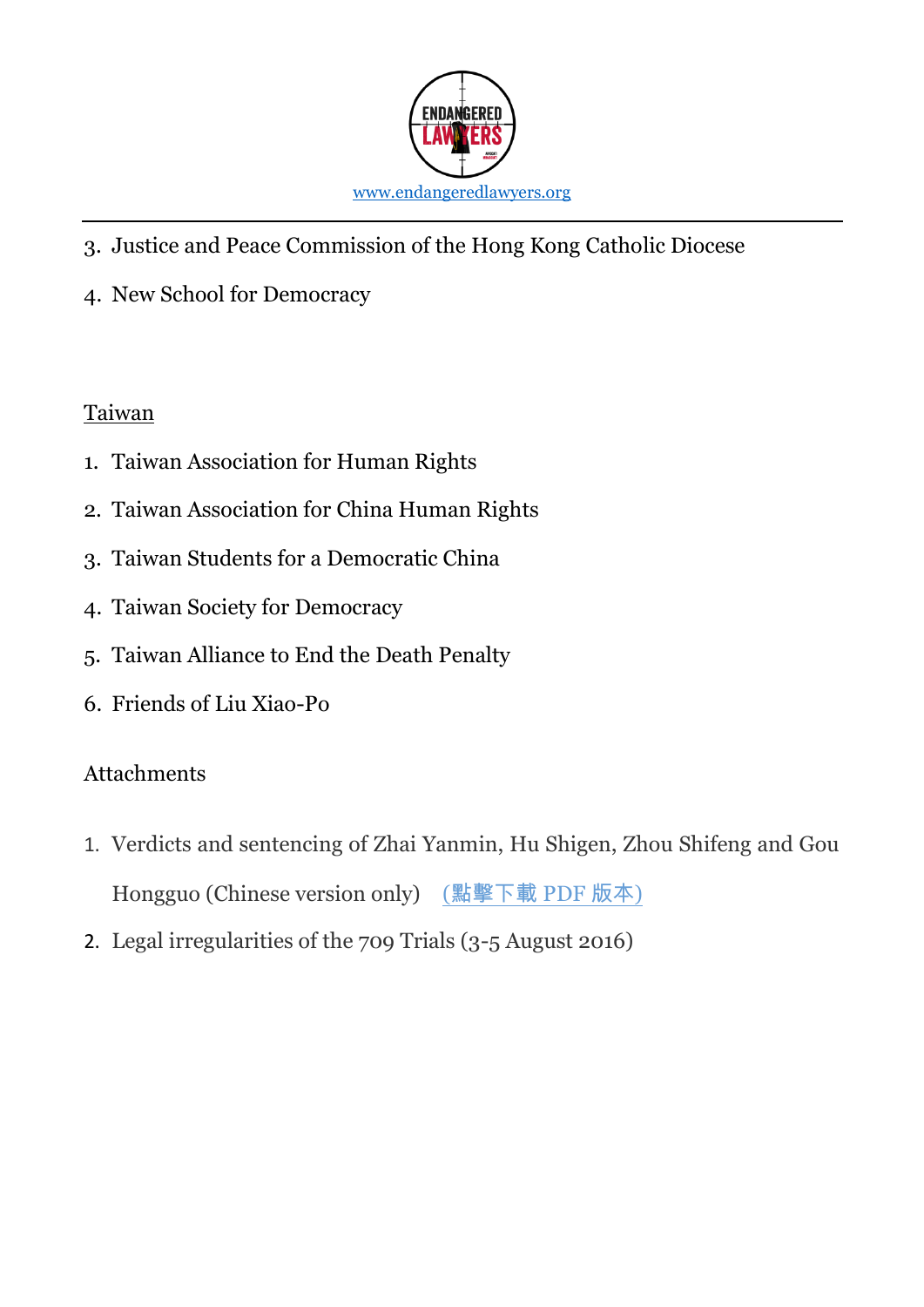3. Justice and Peace Commission of the Hong Kong Catholic Diocese
4. New School for Democracy

<u>Taiwan</u>

1. Taiwan Association for Human Rights
2. Taiwan Association for China Human Rights
3. Taiwan Students for a Democratic China
4. Taiwan Society for Democracy
5. Taiwan Alliance to End the Death Penalty
6. Friends of Liu Xiao-Po

Attachments

1. Verdicts and sentencing of Zhai Yanmin, Hu Shigen, Zhou Shifeng and Gou Hongguo (Chinese version only) (點擊下載 PDF 版本)
2. Legal irregularities of the 709 Trials (3-5 August 2016)